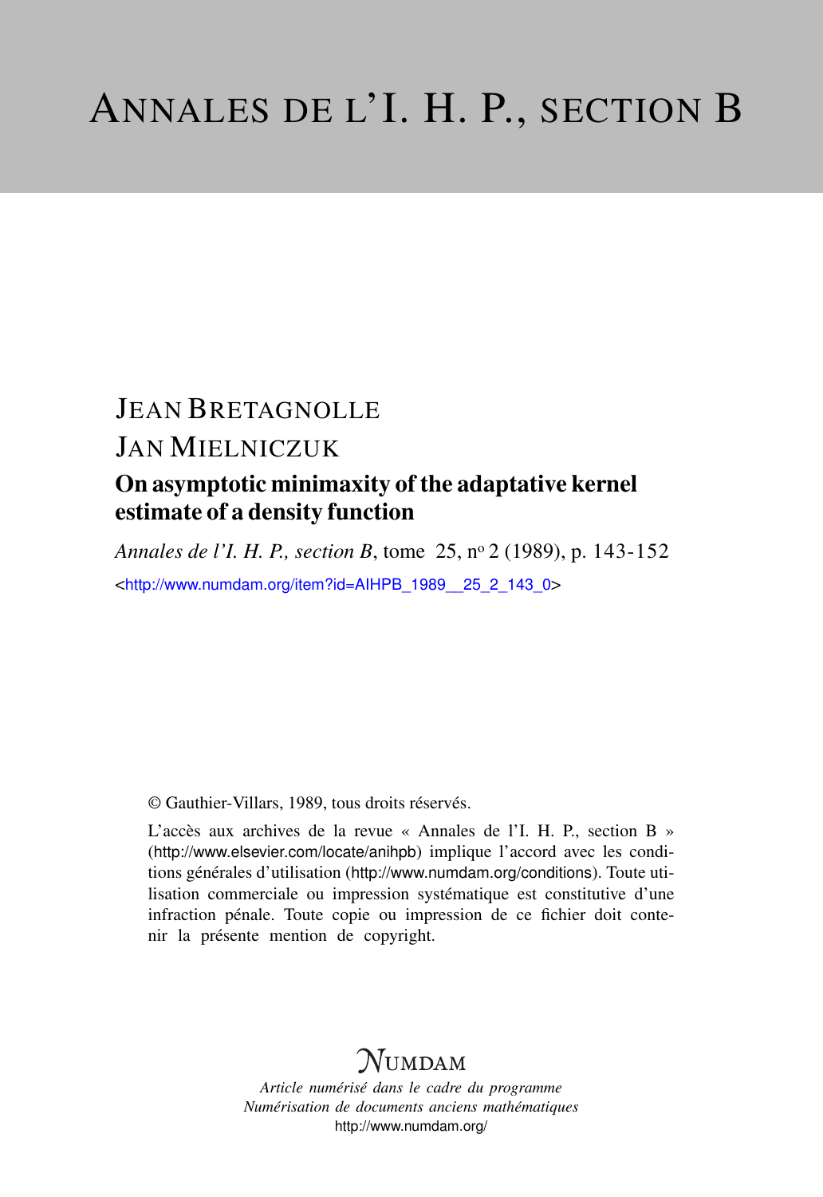# ANNALES DE L'I. H. P., SECTION B

## JEAN BRETAGNOLLE
## JAN MIELNICZUK

### On asymptotic minimaxity of the adaptative kernel estimate of a density function

*Annales de l'I. H. P., section B*, tome 25, nº 2 (1989), p. 143-152

<http://www.numdam.org/item?id=AIHPB_1989__25_2_143_0>

© Gauthier-Villars, 1989, tous droits réservés.

L'accès aux archives de la revue « Annales de l'I. H. P., section B » (http://www.elsevier.com/locate/anihpb) implique l'accord avec les conditions générales d'utilisation (http://www.numdam.org/conditions). Toute utilisation commerciale ou impression systématique est constitutive d'une infraction pénale. Toute copie ou impression de ce fichier doit contenir la présente mention de copyright.

NUMDAM

*Article numérisé dans le cadre du programme*
*Numérisation de documents anciens mathématiques*
http://www.numdam.org/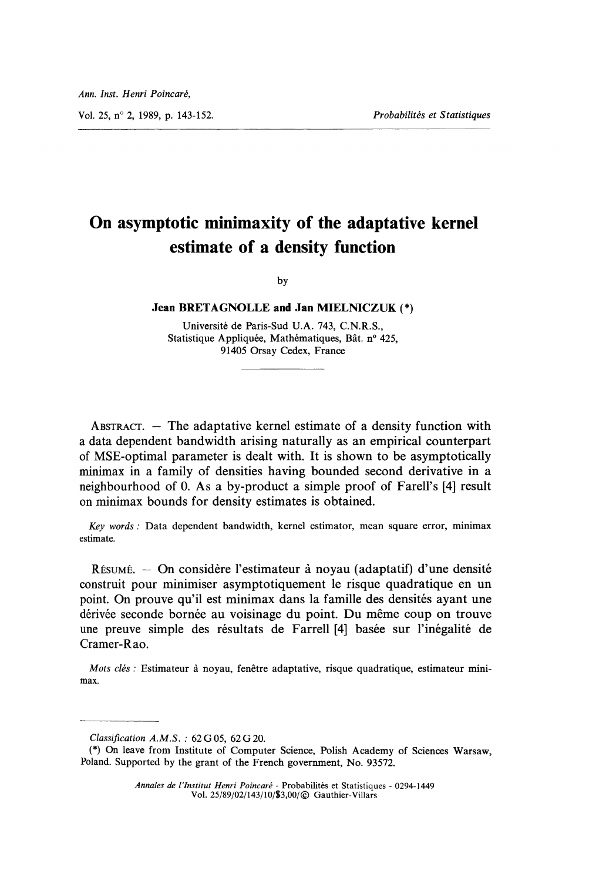# On asymptotic minimaxity of the adaptative kernel estimate of a density function

by

**Jean BRETAGNOLLE and Jan MIELNICZUK (*)**

Université de Paris-Sud U.A. 743, C.N.R.S.,
Statistique Appliquée, Mathématiques, Bât. n° 425,
91405 Orsay Cedex, France

---

ABSTRACT. — The adaptative kernel estimate of a density function with a data dependent bandwidth arising naturally as an empirical counterpart of MSE-optimal parameter is dealt with. It is shown to be asymptotically minimax in a family of densities having bounded second derivative in a neighbourhood of 0. As a by-product a simple proof of Farell's [4] result on minimax bounds for density estimates is obtained.

*Key words :* Data dependent bandwidth, kernel estimator, mean square error, minimax estimate.

RÉSUMÉ. — On considère l'estimateur à noyau (adaptatif) d'une densité construit pour minimiser asymptotiquement le risque quadratique en un point. On prouve qu'il est minimax dans la famille des densités ayant une dérivée seconde bornée au voisinage du point. Du même coup on trouve une preuve simple des résultats de Farrell [4] basée sur l'inégalité de Cramer-Rao.

*Mots clés :* Estimateur à noyau, fenêtre adaptative, risque quadratique, estimateur minimax.

---

*Classification A.M.S. :* 62 G 05, 62 G 20.

(*) On leave from Institute of Computer Science, Polish Academy of Sciences Warsaw, Poland. Supported by the grant of the French government, No. 93572.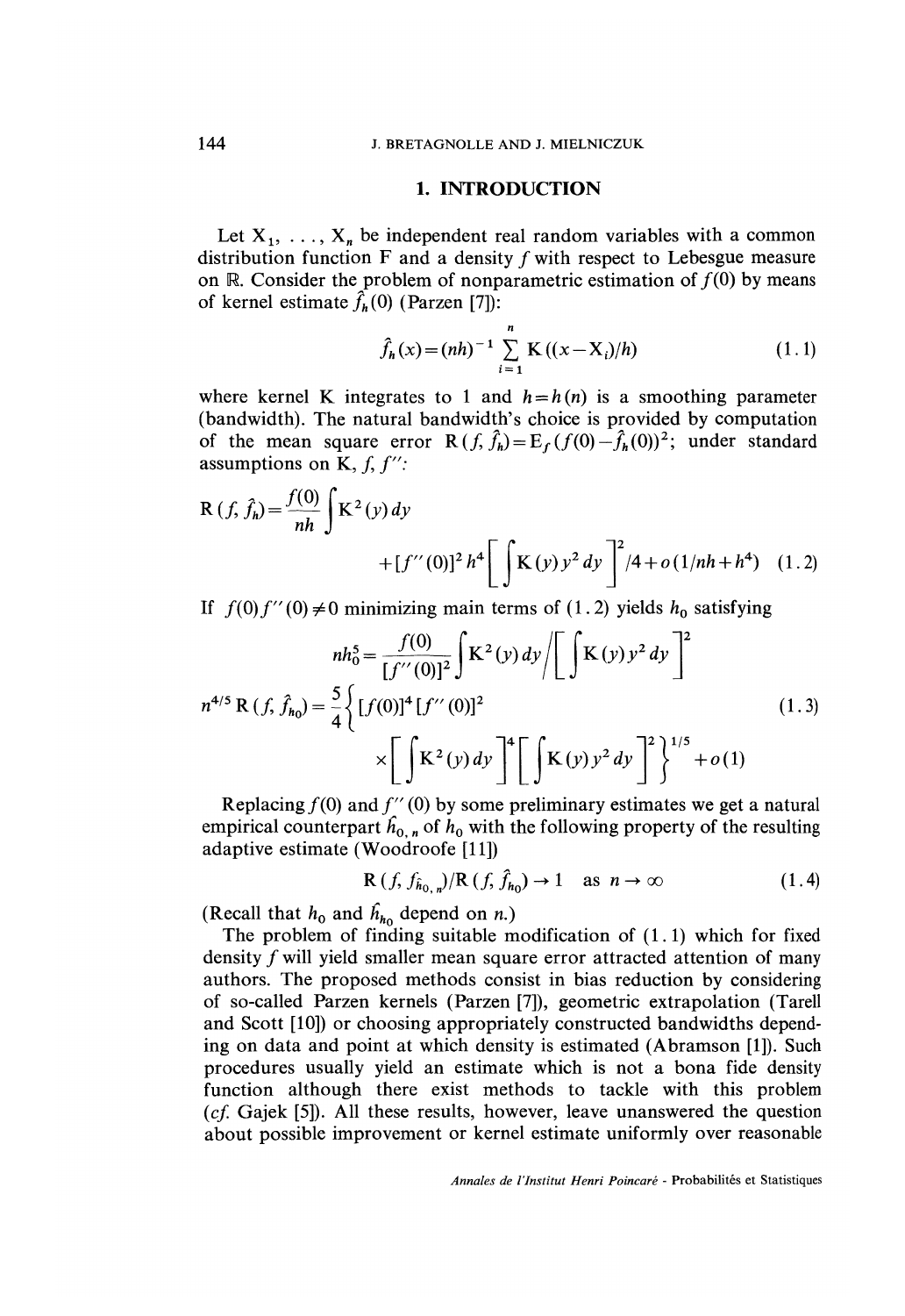# 1. INTRODUCTION

Let $X_1, \ldots, X_n$ be independent real random variables with a common distribution function F and a density $f$ with respect to Lebesgue measure on $\mathbb{R}$. Consider the problem of nonparametric estimation of $f(0)$ by means of kernel estimate $\hat{f}_h(0)$ (Parzen [7]):

$$\hat{f}_h(x) = (nh)^{-1} \sum_{i=1}^{n} K((x - X_i)/h) \tag{1.1}$$

where kernel K integrates to 1 and $h = h(n)$ is a smoothing parameter (bandwidth). The natural bandwidth's choice is provided by computation of the mean square error $R(f, \hat{f}_h) = E_f(f(0) - \hat{f}_h(0))^2$; under standard assumptions on K, $f$, $f''$:

$$R(f, \hat{f}_h) = \frac{f(0)}{nh} \int K^2(y)\,dy + [f''(0)]^2 h^4 \left[\int K(y)\,y^2\,dy\right]^2 /4 + o(1/nh + h^4) \tag{1.2}$$

If $f(0) f''(0) \neq 0$ minimizing main terms of (1.2) yields $h_0$ satisfying

$$nh_0^5 = \frac{f(0)}{[f''(0)]^2} \int K^2(y)\,dy \Big/ \left[\int K(y)\,y^2\,dy\right]^2$$

$$n^{4/5} R(f, \hat{f}_{h_0}) = \frac{5}{4}\left\{[f(0)]^4 [f''(0)]^2 \times \left[\int K^2(y)\,dy\right]^4 \left[\int K(y)\,y^2\,dy\right]^2\right\}^{1/5} + o(1) \tag{1.3}$$

Replacing $f(0)$ and $f''(0)$ by some preliminary estimates we get a natural empirical counterpart $\hat{h}_{0,n}$ of $h_0$ with the following property of the resulting adaptive estimate (Woodroofe [11])

$$R(f, \hat{f}_{\hat{h}_{0,n}})/R(f, \hat{f}_{h_0}) \to 1 \quad \text{as } n \to \infty \tag{1.4}$$

(Recall that $h_0$ and $\hat{h}_{h_0}$ depend on $n$.)

The problem of finding suitable modification of (1.1) which for fixed density $f$ will yield smaller mean square error attracted attention of many authors. The proposed methods consist in bias reduction by considering of so-called Parzen kernels (Parzen [7]), geometric extrapolation (Tarell and Scott [10]) or choosing appropriately constructed bandwidths depending on data and point at which density is estimated (Abramson [1]). Such procedures usually yield an estimate which is not a bona fide density function although there exist methods to tackle with this problem (*cf.* Gajek [5]). All these results, however, leave unanswered the question about possible improvement or kernel estimate uniformly over reasonable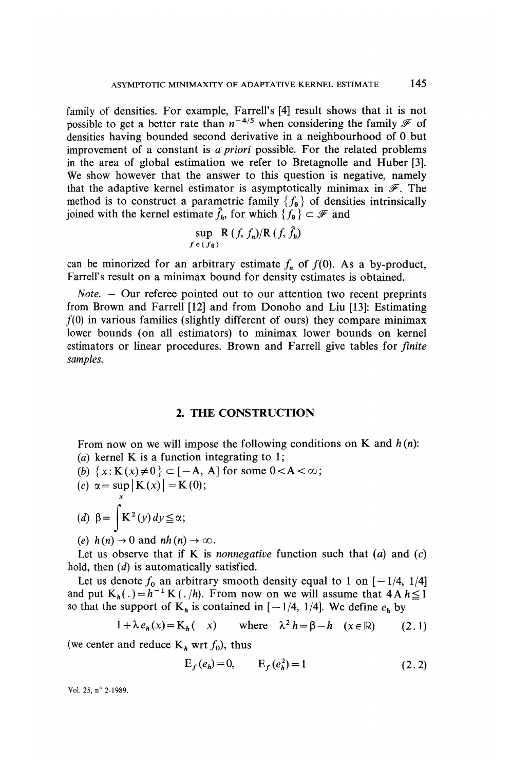family of densities. For example, Farrell's [4] result shows that it is not possible to get a better rate than $n^{-4/5}$ when considering the family $\mathcal{F}$ of densities having bounded second derivative in a neighbourhood of 0 but improvement of a constant is *a priori* possible. For the related problems in the area of global estimation we refer to Bretagnolle and Huber [3]. We show however that the answer to this question is negative, namely that the adaptive kernel estimator is asymptotically minimax in $\mathcal{F}$. The method is to construct a parametric family $\{f_\theta\}$ of densities intrinsically joined with the kernel estimate $\hat{f}_h$, for which $\{f_\theta\} \subset \mathcal{F}$ and

$$\sup_{f \in \{f_\theta\}} \mathrm{R}(f, f_n)/\mathrm{R}(f, \hat{f}_h)$$

can be minorized for an arbitrary estimate $f_n$ of $f(0)$. As a by-product, Farrell's result on a minimax bound for density estimates is obtained.

*Note.* — Our referee pointed out to our attention two recent preprints from Brown and Farrell [12] and from Donoho and Liu [13]: Estimating $f(0)$ in various families (slightly different of ours) they compare minimax lower bounds (on all estimators) to minimax lower bounds on kernel estimators or linear procedures. Brown and Farrell give tables for *finite samples*.

## 2. THE CONSTRUCTION

From now on we will impose the following conditions on K and $h(n)$:

(*a*) kernel K is a function integrating to 1;

(*b*) $\{x : \mathrm{K}(x) \neq 0\} \subset [-\mathrm{A}, \mathrm{A}]$ for some $0 < \mathrm{A} < \infty$;

(*c*) $\alpha = \sup_x |\mathrm{K}(x)| = \mathrm{K}(0)$;

(*d*) $\beta = \int \mathrm{K}^2(y)\,dy \leqq \alpha$;

(*e*) $h(n) \to 0$ and $nh(n) \to \infty$.

Let us observe that if K is *nonnegative* function such that (*a*) and (*c*) hold, then (*d*) is automatically satisfied.

Let us denote $f_0$ an arbitrary smooth density equal to 1 on $[-1/4, 1/4]$ and put $\mathrm{K}_h(\,.\,) = h^{-1}\mathrm{K}(\,.\,/h)$. From now on we will assume that $4\mathrm{A}h \leqq 1$ so that the support of $\mathrm{K}_h$ is contained in $[-1/4, 1/4]$. We define $e_h$ by

$$1 + \lambda e_h(x) = \mathrm{K}_h(-x) \qquad \text{where} \quad \lambda^2 h = \beta - h \quad (x \in \mathbb{R}) \tag{2.1}$$

(we center and reduce $\mathrm{K}_h$ wrt $f_0$), thus

$$\mathrm{E}_f(e_h) = 0, \qquad \mathrm{E}_f(e_h^2) = 1 \tag{2.2}$$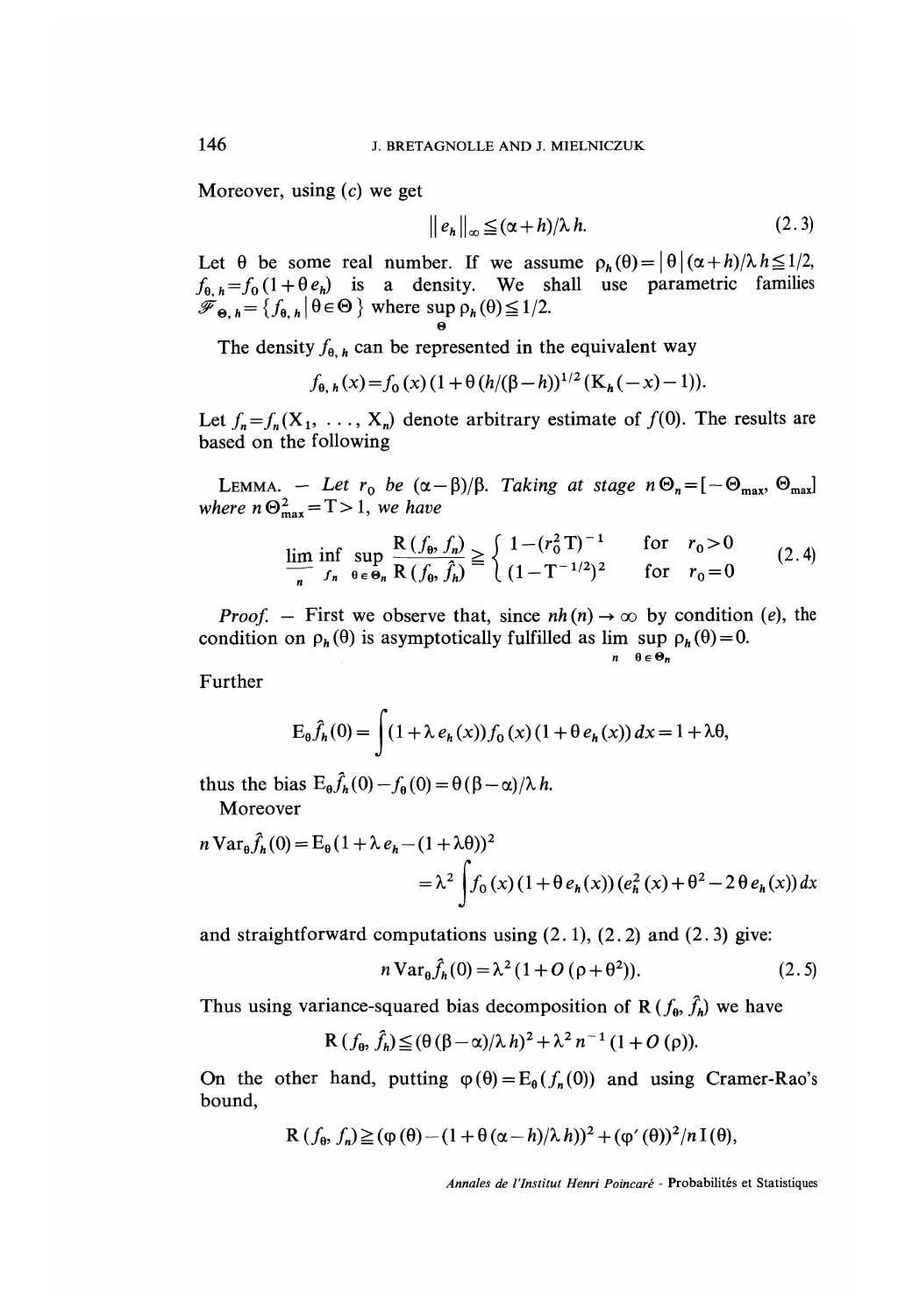Moreover, using $(c)$ we get

$$\| e_h \|_\infty \leqq (\alpha + h)/\lambda h. \tag{2.3}$$

Let $\theta$ be some real number. If we assume $\rho_h(\theta) = |\theta|(\alpha+h)/\lambda h \leqq 1/2$, $f_{\theta, h} = f_0(1+\theta e_h)$ is a density. We shall use parametric families $\mathscr{F}_{\Theta, h} = \{ f_{\theta, h} \mid \theta \in \Theta \}$ where $\sup\limits_{\Theta} \rho_h(\theta) \leqq 1/2$.

The density $f_{\theta, h}$ can be represented in the equivalent way

$$f_{\theta, h}(x) = f_0(x)(1 + \theta(h/(\beta-h))^{1/2}(\mathrm{K}_h(-x) - 1)).$$

Let $f_n = f_n(\mathrm{X}_1, \ldots, \mathrm{X}_n)$ denote arbitrary estimate of $f(0)$. The results are based on the following

LEMMA. — *Let $r_0$ be $(\alpha-\beta)/\beta$. Taking at stage $n\, \Theta_n = [-\Theta_{\max}, \Theta_{\max}]$ where $n\,\Theta^2_{\max} = \mathrm{T} > 1$, we have*

$$\varliminf_{n} \inf_{f_n} \sup_{\theta \in \Theta_n} \frac{\mathrm{R}(f_\theta, f_n)}{\mathrm{R}(f_\theta, \hat{f}_h)} \geqq \begin{cases} 1-(r_0^2 \mathrm{T})^{-1} & \text{for } r_0 > 0 \\ (1-\mathrm{T}^{-1/2})^2 & \text{for } r_0 = 0 \end{cases} \tag{2.4}$$

*Proof.* — First we observe that, since $nh(n) \to \infty$ by condition $(e)$, the condition on $\rho_h(\theta)$ is asymptotically fulfilled as $\lim\limits_{n} \sup\limits_{\theta \in \Theta_n} \rho_h(\theta) = 0$.

Further

$$\mathrm{E}_\theta \hat{f}_h(0) = \int (1 + \lambda e_h(x)) f_0(x)(1+\theta e_h(x))\, dx = 1 + \lambda\theta,$$

thus the bias $\mathrm{E}_\theta \hat{f}_h(0) - f_\theta(0) = \theta(\beta-\alpha)/\lambda h$.

Moreover

$$\begin{aligned} n \operatorname{Var}_\theta \hat{f}_h(0) &= \mathrm{E}_\theta(1 + \lambda e_h - (1+\lambda\theta))^2 \\ &= \lambda^2 \int f_0(x)(1+\theta e_h(x))(e_h^2(x) + \theta^2 - 2\theta e_h(x))\, dx \end{aligned}$$

and straightforward computations using (2.1), (2.2) and (2.3) give:

$$n \operatorname{Var}_\theta \hat{f}_h(0) = \lambda^2(1 + O(\rho + \theta^2)). \tag{2.5}$$

Thus using variance-squared bias decomposition of $\mathrm{R}(f_\theta, \hat{f}_h)$ we have

$$\mathrm{R}(f_\theta, \hat{f}_h) \leqq (\theta(\beta-\alpha)/\lambda h)^2 + \lambda^2 n^{-1}(1 + O(\rho)).$$

On the other hand, putting $\varphi(\theta) = \mathrm{E}_\theta(f_n(0))$ and using Cramer-Rao's bound,

$$\mathrm{R}(f_\theta, f_n) \geqq (\varphi(\theta) - (1 + \theta(\alpha-h)/\lambda h))^2 + (\varphi'(\theta))^2/n\,\mathrm{I}(\theta),$$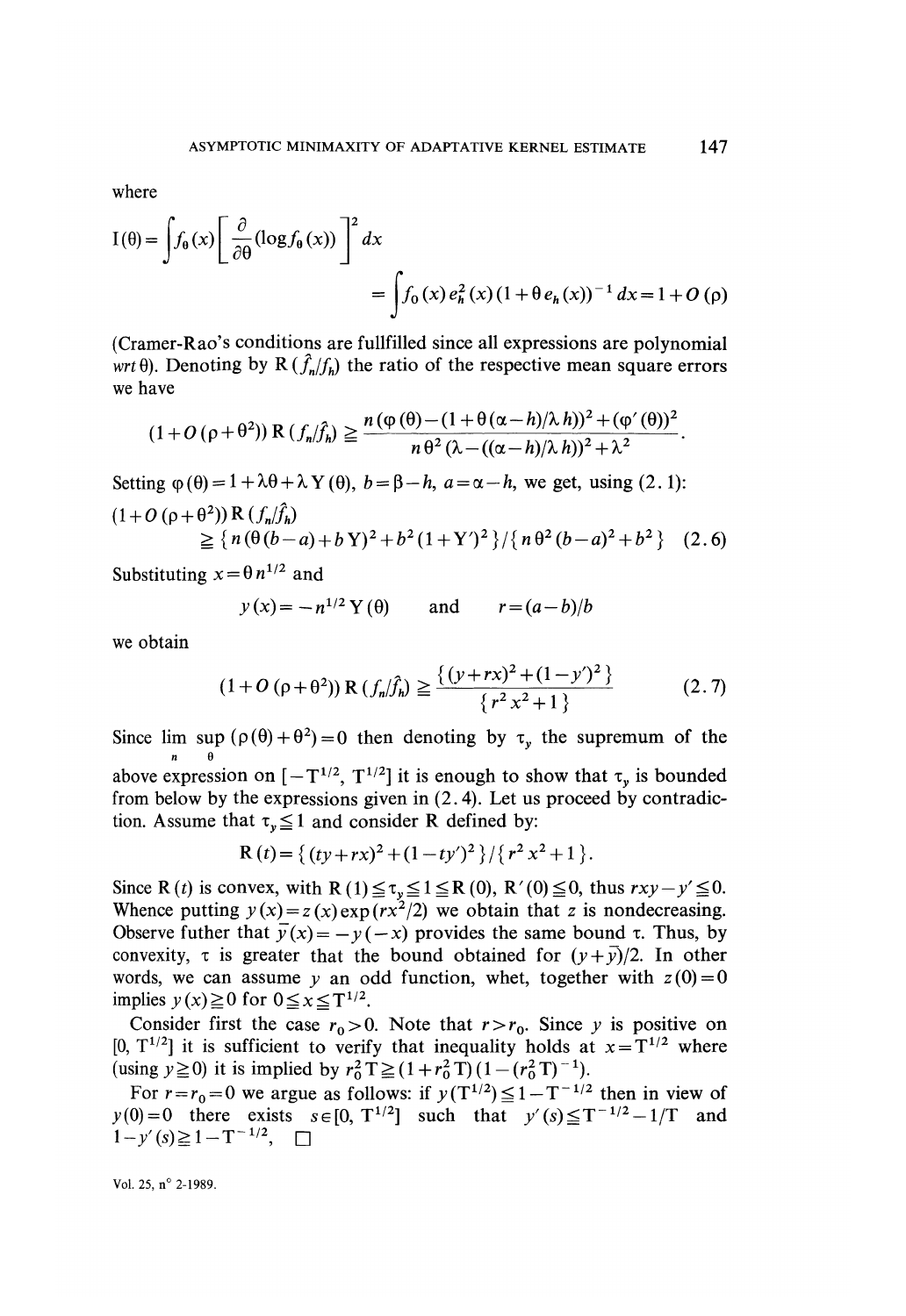where

$$I(\theta) = \int f_\theta(x) \left[ \frac{\partial}{\partial\theta} (\log f_\theta(x)) \right]^2 dx$$

$$= \int f_0(x) e_h^2(x) (1 + \theta e_h(x))^{-1} dx = 1 + O(\rho)$$

(Cramer-Rao's conditions are fullfilled since all expressions are polynomial *wrt* $\theta$). Denoting by $R(\hat{f}_n/\hat{f}_h)$ the ratio of the respective mean square errors we have

$$(1 + O(\rho + \theta^2)) R(f_n/\hat{f}_h) \geqq \frac{n(\varphi(\theta) - (1 + \theta(\alpha - h)/\lambda h))^2 + (\varphi'(\theta))^2}{n\theta^2(\lambda - ((\alpha - h)/\lambda h))^2 + \lambda^2}.$$

Setting $\varphi(\theta) = 1 + \lambda\theta + \lambda Y(\theta)$, $b = \beta - h$, $a = \alpha - h$, we get, using (2.1):

$$(1 + O(\rho + \theta^2)) R(f_n/\hat{f}_h) \geqq \{ n(\theta(b - a) + bY)^2 + b^2(1 + Y')^2 \} / \{ n\theta^2(b - a)^2 + b^2 \} \quad (2.6)$$

Substituting $x = \theta n^{1/2}$ and

$$y(x) = -n^{1/2} Y(\theta) \quad \text{and} \quad r = (a - b)/b$$

we obtain

$$(1 + O(\rho + \theta^2)) R(f_n/\hat{f}_h) \geqq \frac{\{(y + rx)^2 + (1 - y')^2\}}{\{r^2 x^2 + 1\}} \quad (2.7)$$

Since $\limsup_{n} \, (\rho(\theta) + \theta^2) = 0$ then denoting by $\tau_y$ the supremum of the above expression on $[-T^{1/2}, T^{1/2}]$ it is enough to show that $\tau_y$ is bounded from below by the expressions given in (2.4). Let us proceed by contradiction. Assume that $\tau_y \leqq 1$ and consider R defined by:

$$R(t) = \{(ty + rx)^2 + (1 - ty')^2\} / \{r^2 x^2 + 1\}.$$

Since $R(t)$ is convex, with $R(1) \leqq \tau_y \leqq 1 \leqq R(0)$, $R'(0) \leqq 0$, thus $rxy - y' \leqq 0$. Whence putting $y(x) = z(x) \exp(rx^2/2)$ we obtain that $z$ is nondecreasing. Observe futher that $\bar{y}(x) = -y(-x)$ provides the same bound $\tau$. Thus, by convexity, $\tau$ is greater that the bound obtained for $(y + \bar{y})/2$. In other words, we can assume $y$ an odd function, whet, together with $z(0) = 0$ implies $y(x) \geqq 0$ for $0 \leqq x \leqq T^{1/2}$.

Consider first the case $r_0 > 0$. Note that $r > r_0$. Since $y$ is positive on $[0, T^{1/2}]$ it is sufficient to verify that inequality holds at $x = T^{1/2}$ where (using $y \geqq 0$) it is implied by $r_0^2 T \geqq (1 + r_0^2 T)(1 - (r_0^2 T)^{-1})$.

For $r = r_0 = 0$ we argue as follows: if $y(T^{1/2}) \leqq 1 - T^{-1/2}$ then in view of $y(0) = 0$ there exists $s \in [0, T^{1/2}]$ such that $y'(s) \leqq T^{-1/2} - 1/T$ and $1 - y'(s) \geqq 1 - T^{-1/2}$, □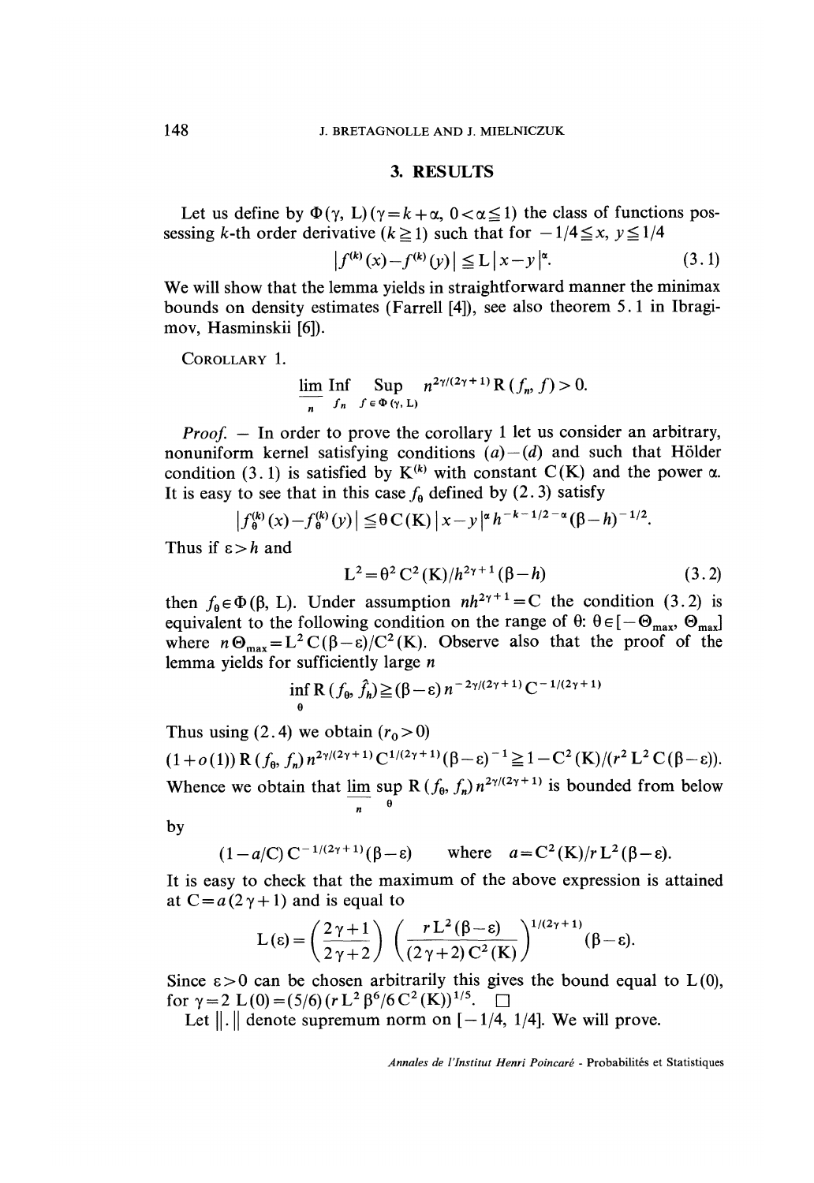## 3. RESULTS

Let us define by $\Phi(\gamma, L)$ ($\gamma = k + \alpha$, $0 < \alpha \leq 1$) the class of functions possessing $k$-th order derivative ($k \geq 1$) such that for $-1/4 \leq x, y \leq 1/4$

$$|f^{(k)}(x) - f^{(k)}(y)| \leq L |x - y|^{\alpha}. \tag{3.1}$$

We will show that the lemma yields in straightforward manner the minimax bounds on density estimates (Farrell [4]), see also theorem 5.1 in Ibragimov, Hasminskii [6]).

COROLLARY 1.

$$\underline{\lim}_{n} \operatorname*{Inf}_{f_n} \operatorname*{Sup}_{f \in \Phi(\gamma, L)} n^{2\gamma/(2\gamma+1)} R(f_n, f) > 0.$$

*Proof.* — In order to prove the corollary 1 let us consider an arbitrary, nonuniform kernel satisfying conditions $(a)$–$(d)$ and such that Hölder condition (3.1) is satisfied by $K^{(k)}$ with constant $C(K)$ and the power $\alpha$. It is easy to see that in this case $f_\theta$ defined by (2.3) satisfy

$$|f_\theta^{(k)}(x) - f_\theta^{(k)}(y)| \leq \theta C(K) |x - y|^{\alpha} h^{-k-1/2-\alpha} (\beta - h)^{-1/2}.$$

Thus if $\varepsilon > h$ and

$$L^2 = \theta^2 C^2(K)/h^{2\gamma+1}(\beta - h) \tag{3.2}$$

then $f_\theta \in \Phi(\beta, L)$. Under assumption $nh^{2\gamma+1} = C$ the condition (3.2) is equivalent to the following condition on the range of $\theta$: $\theta \in [-\Theta_{\max}, \Theta_{\max}]$ where $n\Theta_{\max} = L^2 C(\beta - \varepsilon)/C^2(K)$. Observe also that the proof of the lemma yields for sufficiently large $n$

$$\inf_{\theta} R(f_\theta, \hat{f}_h) \geq (\beta - \varepsilon) n^{-2\gamma/(2\gamma+1)} C^{-1/(2\gamma+1)}$$

Thus using (2.4) we obtain ($r_0 > 0$)

$$(1 + o(1)) R(f_\theta, f_n) n^{2\gamma/(2\gamma+1)} C^{1/(2\gamma+1)} (\beta - \varepsilon)^{-1} \geq 1 - C^2(K)/(r^2 L^2 C(\beta - \varepsilon)).$$

Whence we obtain that $\underline{\lim}_{n} \sup_{\theta} R(f_\theta, f_n) n^{2\gamma/(2\gamma+1)}$ is bounded from below by

$$(1 - a/C) C^{-1/(2\gamma+1)} (\beta - \varepsilon) \qquad \text{where} \quad a = C^2(K)/r L^2 (\beta - \varepsilon).$$

It is easy to check that the maximum of the above expression is attained at $C = a(2\gamma + 1)$ and is equal to

$$L(\varepsilon) = \left(\frac{2\gamma + 1}{2\gamma + 2}\right) \left(\frac{r L^2 (\beta - \varepsilon)}{(2\gamma + 2) C^2(K)}\right)^{1/(2\gamma+1)} (\beta - \varepsilon).$$

Since $\varepsilon > 0$ can be chosen arbitrarily this gives the bound equal to $L(0)$, for $\gamma = 2$ $L(0) = (5/6)(r L^2 \beta^6/6 C^2(K))^{1/5}$. $\square$

Let $\|.\|$ denote supremum norm on $[-1/4, 1/4]$. We will prove.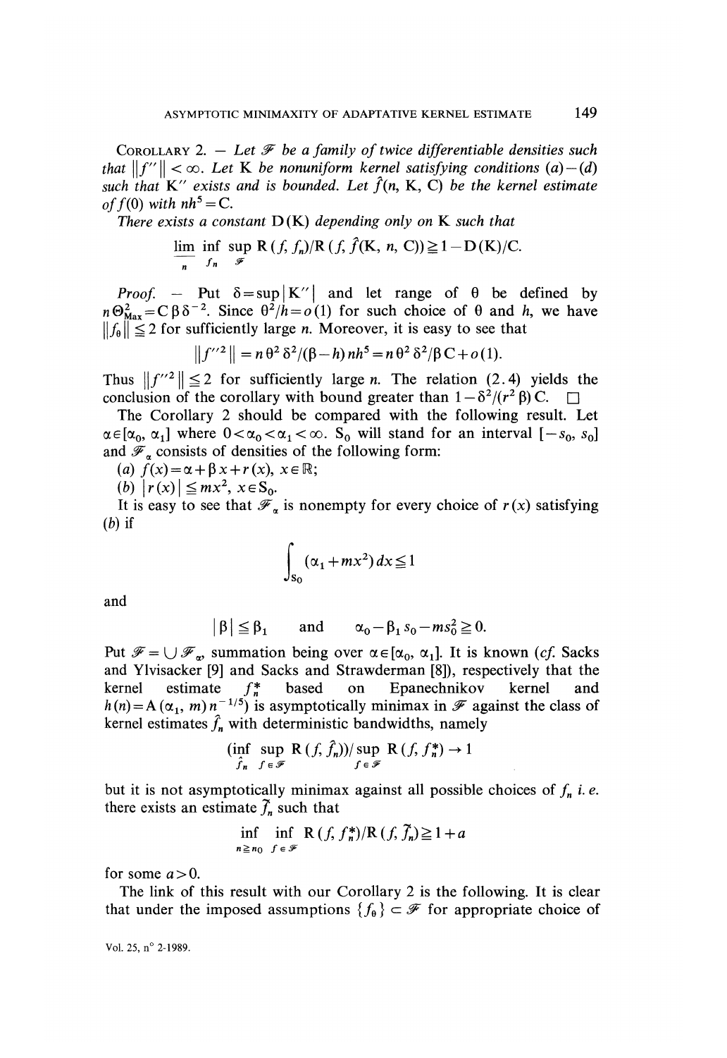COROLLARY 2. — *Let $\mathscr{F}$ be a family of twice differentiable densities such that $\|f''\| < \infty$. Let K be nonuniform kernel satisfying conditions (a)–(d) such that K″ exists and is bounded. Let $\hat{f}(n, K, C)$ be the kernel estimate of $f(0)$ with $nh^5 = C$.*

*There exists a constant D(K) depending only on K such that*

$$\underline{\lim}_{n} \inf_{f_n} \sup_{\mathscr{F}} R(f, f_n)/R(f, \hat{f}(K, n, C)) \geqq 1 - D(K)/C.$$

*Proof.* — Put $\delta = \sup |K''|$ and let range of $\theta$ be defined by $n\Theta^2_{\text{Max}} = C\beta\delta^{-2}$. Since $\theta^2/h = o(1)$ for such choice of $\theta$ and $h$, we have $\|f_\theta\| \leqq 2$ for sufficiently large $n$. Moreover, it is easy to see that

$$\|f''^2\| = n\theta^2\delta^2/(\beta - h)nh^5 = n\theta^2\delta^2/\beta C + o(1).$$

Thus $\|f''^2\| \leqq 2$ for sufficiently large $n$. The relation (2.4) yields the conclusion of the corollary with bound greater than $1 - \delta^2/(r^2\beta)C$. □

The Corollary 2 should be compared with the following result. Let $\alpha \in [\alpha_0, \alpha_1]$ where $0 < \alpha_0 < \alpha_1 < \infty$. $S_0$ will stand for an interval $[-s_0, s_0]$ and $\mathscr{F}_\alpha$ consists of densities of the following form:

(a) $f(x) = \alpha + \beta x + r(x)$, $x \in \mathbb{R}$;

(b) $|r(x)| \leqq mx^2$, $x \in S_0$.

It is easy to see that $\mathscr{F}_\alpha$ is nonempty for every choice of $r(x)$ satisfying (b) if

$$\int_{S_0} (\alpha_1 + mx^2)\, dx \leqq 1$$

and

$$|\beta| \leqq \beta_1 \quad \text{and} \quad \alpha_0 - \beta_1 s_0 - ms_0^2 \geqq 0.$$

Put $\mathscr{F} = \bigcup \mathscr{F}_\alpha$, summation being over $\alpha \in [\alpha_0, \alpha_1]$. It is known (*cf.* Sacks and Ylvisacker [9] and Sacks and Strawderman [8]), respectively that the kernel estimate $f_n^*$ based on Epanechnikov kernel and $h(n) = A(\alpha_1, m)n^{-1/5}$) is asymptotically minimax in $\mathscr{F}$ against the class of kernel estimates $\hat{f}_n$ with deterministic bandwidths, namely

$$(\inf_{\hat{f}_n} \sup_{f \in \mathscr{F}} R(f, \hat{f}_n))/\sup_{f \in \mathscr{F}} R(f, f_n^*) \to 1$$

but it is not asymptotically minimax against all possible choices of $f_n$ *i. e.* there exists an estimate $\tilde{f}_n$ such that

$$\inf_{n \geqq n_0} \inf_{f \in \mathscr{F}} R(f, f_n^*)/R(f, \tilde{f}_n) \geqq 1 + a$$

for some $a > 0$.

The link of this result with our Corollary 2 is the following. It is clear that under the imposed assumptions $\{f_\theta\} \subset \mathscr{F}$ for appropriate choice of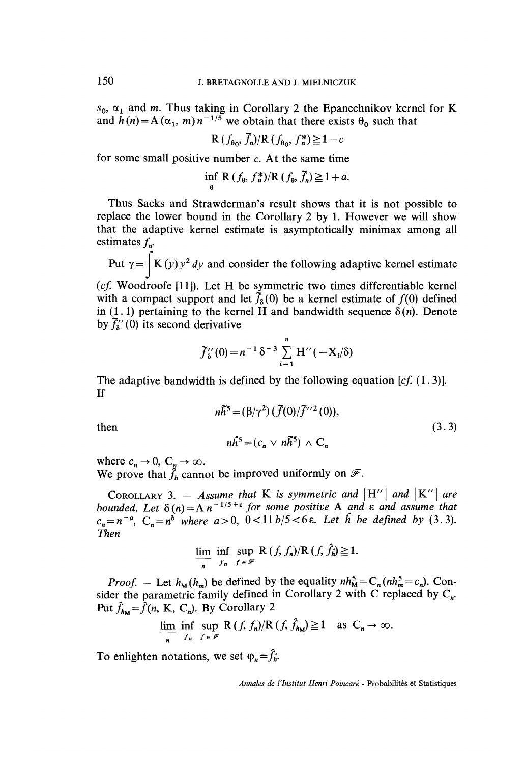$s_0$, $\alpha_1$ and $m$. Thus taking in Corollary 2 the Epanechnikov kernel for K and $h(n) = A(\alpha_1, m) n^{-1/5}$ we obtain that there exists $\theta_0$ such that

$$R(f_{\theta_0}, \tilde{f}_n)/R(f_{\theta_0}, f_n^*) \geqq 1 - c$$

for some small positive number $c$. At the same time

$$\inf_{\theta} R(f_\theta, f_n^*)/R(f_\theta, \tilde{f}_n) \geqq 1 + a.$$

Thus Sacks and Strawderman's result shows that it is not possible to replace the lower bound in the Corollary 2 by 1. However we will show that the adaptive kernel estimate is asymptotically minimax among all estimates $f_n$.

Put $\gamma = \int K(y) y^2 \, dy$ and consider the following adaptive kernel estimate (*cf.* Woodroofe [11]). Let H be symmetric two times differentiable kernel with a compact support and let $\tilde{f}_\delta(0)$ be a kernel estimate of $f(0)$ defined in (1.1) pertaining to the kernel H and bandwidth sequence $\delta(n)$. Denote by $\tilde{f}_\delta''(0)$ its second derivative

$$\tilde{f}_\delta''(0) = n^{-1} \delta^{-3} \sum_{i=1}^{n} H''(-X_i/\delta)$$

The adaptive bandwidth is defined by the following equation [*cf.* (1.3)]. If

$$n\tilde{h}^5 = (\beta/\gamma^2)(\tilde{f}(0)/\tilde{f}''^2(0)),$$

then

$$n\hat{h}^5 = (c_n \vee n\tilde{h}^5) \wedge C_n \tag{3.3}$$

where $c_n \to 0$, $C_n \to \infty$.

We prove that $\hat{f}_{\hat{h}}$ cannot be improved uniformly on $\mathscr{F}$.

COROLLARY 3. — *Assume that* K *is symmetric and* $|H''|$ *and* $|K''|$ *are bounded. Let* $\delta(n) = A n^{-1/5+\varepsilon}$ *for some positive* A *and* $\varepsilon$ *and assume that* $c_n = n^{-a}$, $C_n = n^b$ *where* $a > 0$, $0 < 11b/5 < 6\varepsilon$. *Let* $\hat{h}$ *be defined by* (3.3). *Then*

$$\varliminf_n \inf_{f_n} \sup_{f \in \mathscr{F}} R(f, f_n)/R(f, \hat{f}_{\hat{h}}) \geqq 1.$$

*Proof.* — Let $h_M(h_m)$ be defined by the equality $nh_M^5 = C_n$ ($nh_m^5 = c_n$). Consider the parametric family defined in Corollary 2 with C replaced by $C_n$. Put $\hat{f}_{h_M} = \hat{f}(n, K, C_n)$. By Corollary 2

$$\varliminf_n \inf_{f_n} \sup_{f \in \mathscr{F}} R(f, f_n)/R(f, \hat{f}_{h_M}) \geqq 1 \quad \text{as } C_n \to \infty.$$

To enlighten notations, we set $\varphi_n = \hat{f}_{\hat{h}}$.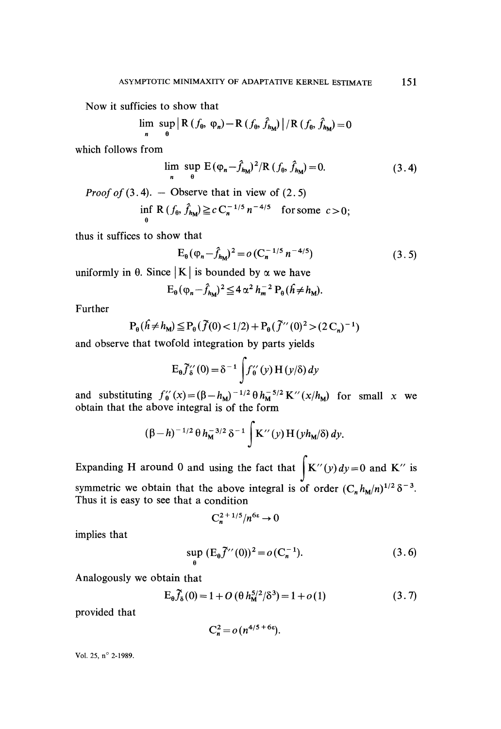Now it sufficies to show that

$$\lim_n \sup_\theta \left| R(f_\theta, \varphi_n) - R(f_\theta, \hat{f}_{h_M}) \right| / R(f_\theta, \hat{f}_{h_M}) = 0$$

which follows from

$$\lim_n \sup_\theta E(\varphi_n - \hat{f}_{h_M})^2 / R(f_\theta, \hat{f}_{h_M}) = 0. \tag{3.4}$$

*Proof of* (3.4). — Observe that in view of (2.5)

$$\inf_\theta R(f_\theta, \hat{f}_{h_M}) \geq c\, C_n^{-1/5} n^{-4/5} \quad \text{for some } c > 0;$$

thus it suffices to show that

$$E_\theta (\varphi_n - \hat{f}_{h_M})^2 = o(C_n^{-1/5} n^{-4/5}) \tag{3.5}$$

uniformly in $\theta$. Since $|K|$ is bounded by $\alpha$ we have

$$E_\theta (\varphi_n - \hat{f}_{h_M})^2 \leq 4 \alpha^2 h_m^{-2} P_\theta (\hat{h} \neq h_M).$$

Further

$$P_\theta (\hat{h} \neq h_M) \leq P_\theta (\tilde{f}(0) < 1/2) + P_\theta (\tilde{f}''(0)^2 > (2 C_n)^{-1})$$

and observe that twofold integration by parts yields

$$E_\theta \tilde{f}''_\delta (0) = \delta^{-1} \int f''_\theta (y) H(y/\delta)\, dy$$

and substituting $f''_\theta (x) = (\beta - h_M)^{-1/2} \theta h_M^{-5/2} K''(x/h_M)$ for small $x$ we obtain that the above integral is of the form

$$(\beta - h)^{-1/2} \theta h_M^{-3/2} \delta^{-1} \int K''(y) H(y h_M/\delta)\, dy.$$

Expanding H around 0 and using the fact that $\int K''(y)\, dy = 0$ and $K''$ is symmetric we obtain that the above integral is of order $(C_n h_M/n)^{1/2} \delta^{-3}$. Thus it is easy to see that a condition

$$C_n^{2 + 1/5} / n^{6\varepsilon} \to 0$$

implies that

$$\sup_\theta (E_\theta \tilde{f}''(0))^2 = o(C_n^{-1}). \tag{3.6}$$

Analogously we obtain that

$$E_\theta \tilde{f}_\delta (0) = 1 + O(\theta h_M^{5/2}/\delta^3) = 1 + o(1) \tag{3.7}$$

provided that

$$C_n^2 = o(n^{4/5 + 6\varepsilon}).$$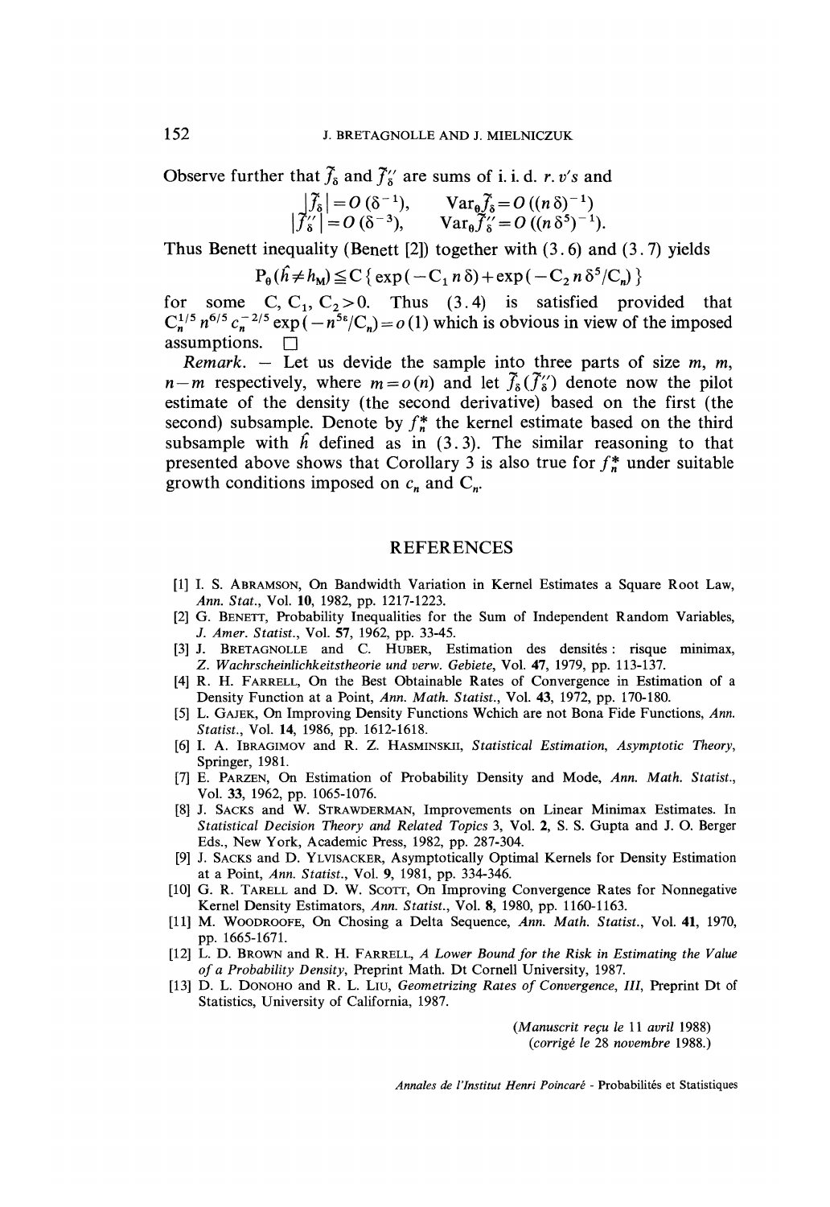Observe further that $\tilde{f}_\delta$ and $\tilde{f}''_\delta$ are sums of i. i. d. *r. v's* and

$$|\tilde{f}_\delta| = O(\delta^{-1}), \qquad \mathrm{Var}_\theta \tilde{f}_\delta = O((n\delta)^{-1})$$
$$|\tilde{f}''_\delta| = O(\delta^{-3}), \qquad \mathrm{Var}_\theta \tilde{f}''_\delta = O((n\delta^5)^{-1}).$$

Thus Benett inequality (Benett [2]) together with (3.6) and (3.7) yields

$$P_\theta(\hat{h} \neq h_M) \leq C\{\exp(-C_1 n\delta) + \exp(-C_2 n\delta^5/C_n)\}$$

for some $C, C_1, C_2 > 0$. Thus (3.4) is satisfied provided that $C_n^{1/5} n^{6/5} c_n^{-2/5} \exp(-n^{5\varepsilon}/C_n) = o(1)$ which is obvious in view of the imposed assumptions. □

*Remark.* — Let us devide the sample into three parts of size $m$, $m$, $n-m$ respectively, where $m = o(n)$ and let $\tilde{f}_\delta(\tilde{f}''_\delta)$ denote now the pilot estimate of the density (the second derivative) based on the first (the second) subsample. Denote by $f_n^*$ the kernel estimate based on the third subsample with $\hat{h}$ defined as in (3.3). The similar reasoning to that presented above shows that Corollary 3 is also true for $f_n^*$ under suitable growth conditions imposed on $c_n$ and $C_n$.

## REFERENCES

[1] I. S. ABRAMSON, On Bandwidth Variation in Kernel Estimates a Square Root Law, *Ann. Stat.*, Vol. **10**, 1982, pp. 1217-1223.

[2] G. BENETT, Probability Inequalities for the Sum of Independent Random Variables, *J. Amer. Statist.*, Vol. **57**, 1962, pp. 33-45.

[3] J. BRETAGNOLLE and C. HUBER, Estimation des densités : risque minimax, *Z. Wachrscheinlichkeitstheorie und verw. Gebiete*, Vol. **47**, 1979, pp. 113-137.

[4] R. H. FARRELL, On the Best Obtainable Rates of Convergence in Estimation of a Density Function at a Point, *Ann. Math. Statist.*, Vol. **43**, 1972, pp. 170-180.

[5] L. GAJEK, On Improving Density Functions Wchich are not Bona Fide Functions, *Ann. Statist.*, Vol. **14**, 1986, pp. 1612-1618.

[6] I. A. IBRAGIMOV and R. Z. HASMINSKII, *Statistical Estimation, Asymptotic Theory*, Springer, 1981.

[7] E. PARZEN, On Estimation of Probability Density and Mode, *Ann. Math. Statist.*, Vol. **33**, 1962, pp. 1065-1076.

[8] J. SACKS and W. STRAWDERMAN, Improvements on Linear Minimax Estimates. In *Statistical Decision Theory and Related Topics* 3, Vol. **2**, S. S. Gupta and J. O. Berger Eds., New York, Academic Press, 1982, pp. 287-304.

[9] J. SACKS and D. YLVISACKER, Asymptotically Optimal Kernels for Density Estimation at a Point, *Ann. Statist.*, Vol. **9**, 1981, pp. 334-346.

[10] G. R. TARELL and D. W. SCOTT, On Improving Convergence Rates for Nonnegative Kernel Density Estimators, *Ann. Statist.*, Vol. **8**, 1980, pp. 1160-1163.

[11] M. WOODROOFE, On Chosing a Delta Sequence, *Ann. Math. Statist.*, Vol. **41**, 1970, pp. 1665-1671.

[12] L. D. BROWN and R. H. FARRELL, *A Lower Bound for the Risk in Estimating the Value of a Probability Density*, Preprint Math. Dt Cornell University, 1987.

[13] D. L. DONOHO and R. L. LIU, *Geometrizing Rates of Convergence, III*, Preprint Dt of Statistics, University of California, 1987.

(*Manuscrit reçu le* 11 *avril* 1988)
(*corrigé le* 28 *novembre* 1988.)